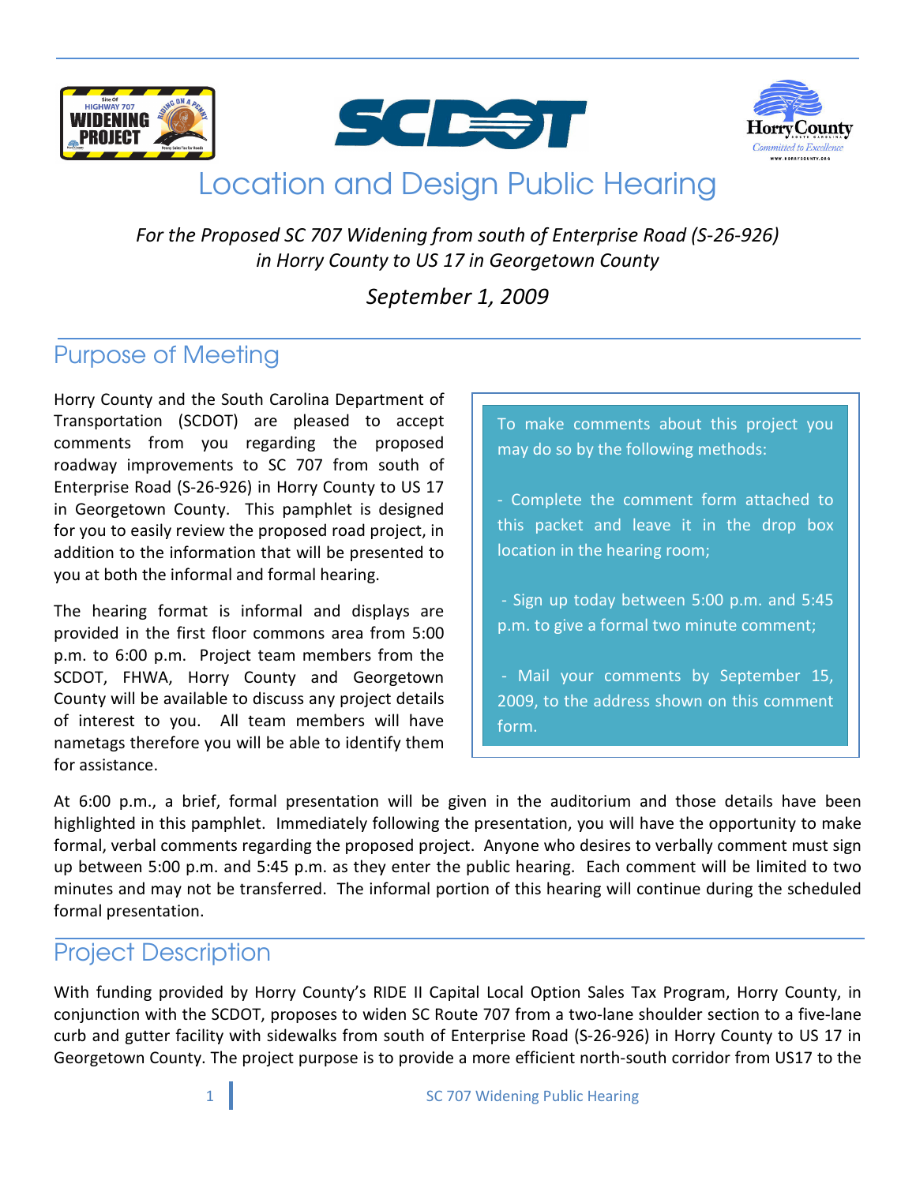# Location and Design Public Hearing

*For the Proposed SC 707 Widening from south of Enterprise Road (S-26-926) in Horry County to US 17 in Georgetown County*

*September 1, 2009*

## Purpose of Meeting

Horry County and the South Carolina Department of Transportation (SCDOT) are pleased to accept comments from you regarding the proposed roadway improvements to SC 707 from south of Enterprise Road (S-26-926) in Horry County to US 17 in Georgetown County. This pamphlet is designed for you to easily review the proposed road project, in addition to the information that will be presented to you at both the informal and formal hearing.

The hearing format is informal and displays are provided in the first floor commons area from 5:00 p.m. to 6:00 p.m. Project team members from the SCDOT, FHWA, Horry County and Georgetown County will be available to discuss any project details of interest to you. All team members will have nametags therefore you will be able to identify them for assistance.

To make comments about this project you may do so by the following methods:

- Complete the comment form attached to this packet and leave it in the drop box location in the hearing room;
- Sign up today between 5:00 p.m. and 5:45 p.m. to give a formal two minute comment;
- Mail your comments by September 15, 2009, to the address shown on this comment form.

At 6:00 p.m., a brief, formal presentation will be given in the auditorium and those details have been highlighted in this pamphlet. Immediately following the presentation, you will have the opportunity to make formal, verbal comments regarding the proposed project. Anyone who desires to verbally comment must sign up between 5:00 p.m. and 5:45 p.m. as they enter the public hearing. Each comment will be limited to two minutes and may not be transferred. The informal portion of this hearing will continue during the scheduled formal presentation.

## Project Description

With funding provided by Horry County's RIDE II Capital Local Option Sales Tax Program, Horry County, in conjunction with the SCDOT, proposes to widen SC Route 707 from a two-lane shoulder section to a five-lane curb and gutter facility with sidewalks from south of Enterprise Road (S-26-926) in Horry County to US 17 in Georgetown County. The project purpose is to provide a more efficient north-south corridor from US17 to the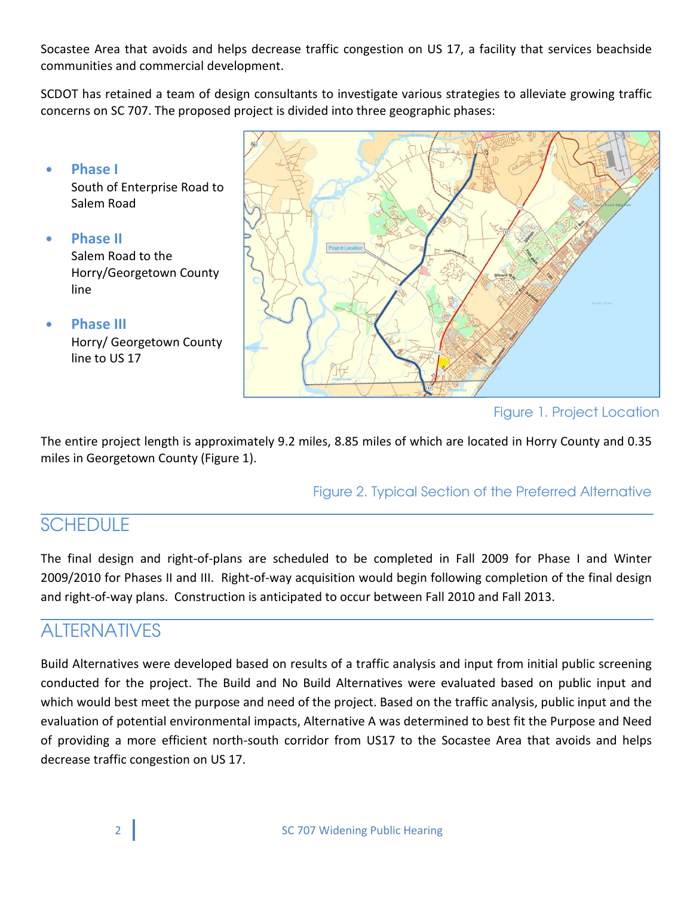Socastee Area that avoids and helps decrease traffic congestion on US 17, a facility that services beachside communities and commercial development.

SCDOT has retained a team of design consultants to investigate various strategies to alleviate growing traffic concerns on SC 707. The proposed project is divided into three geographic phases:

- **Phase I**
  South of Enterprise Road to Salem Road
- **Phase II**
  Salem Road to the Horry/Georgetown County line
- **Phase III**
  Horry/ Georgetown County line to US 17

Figure 1. Project Location

The entire project length is approximately 9.2 miles, 8.85 miles of which are located in Horry County and 0.35 miles in Georgetown County (Figure 1).

Figure 2. Typical Section of the Preferred Alternative

## SCHEDULE

The final design and right-of-plans are scheduled to be completed in Fall 2009 for Phase I and Winter 2009/2010 for Phases II and III. Right-of-way acquisition would begin following completion of the final design and right-of-way plans. Construction is anticipated to occur between Fall 2010 and Fall 2013.

## ALTERNATIVES

Build Alternatives were developed based on results of a traffic analysis and input from initial public screening conducted for the project. The Build and No Build Alternatives were evaluated based on public input and which would best meet the purpose and need of the project. Based on the traffic analysis, public input and the evaluation of potential environmental impacts, Alternative A was determined to best fit the Purpose and Need of providing a more efficient north-south corridor from US17 to the Socastee Area that avoids and helps decrease traffic congestion on US 17.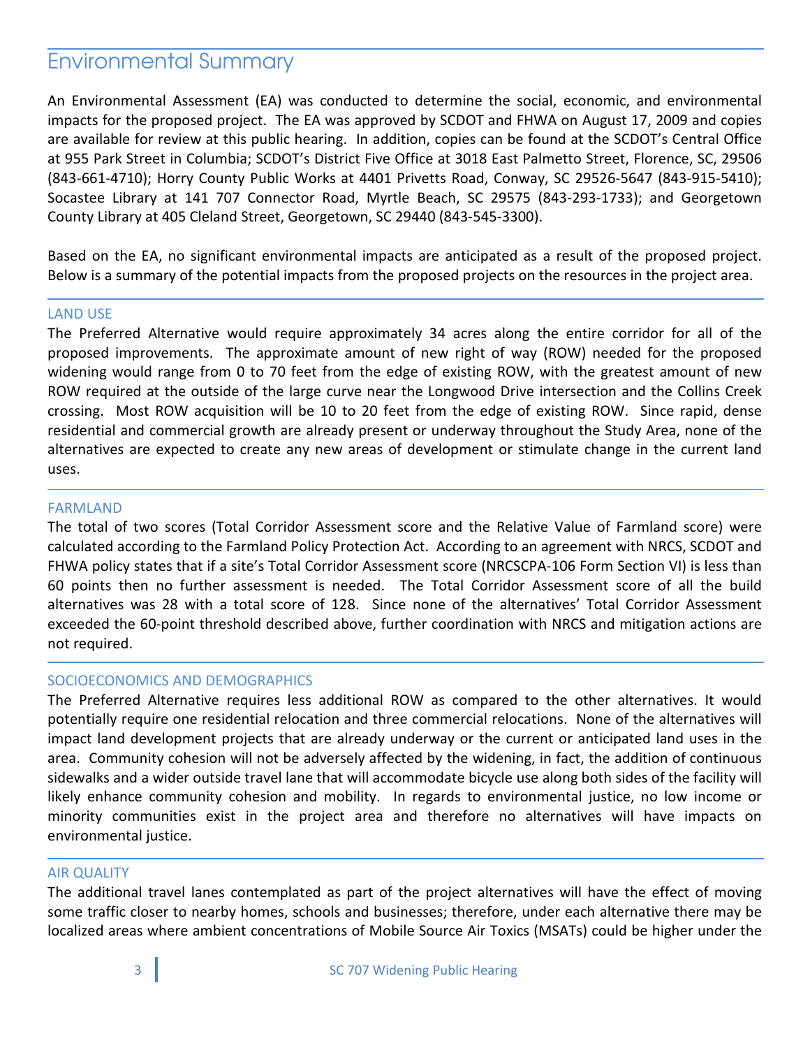# Environmental Summary

An Environmental Assessment (EA) was conducted to determine the social, economic, and environmental impacts for the proposed project. The EA was approved by SCDOT and FHWA on August 17, 2009 and copies are available for review at this public hearing. In addition, copies can be found at the SCDOT's Central Office at 955 Park Street in Columbia; SCDOT's District Five Office at 3018 East Palmetto Street, Florence, SC, 29506 (843-661-4710); Horry County Public Works at 4401 Privetts Road, Conway, SC 29526-5647 (843-915-5410); Socastee Library at 141 707 Connector Road, Myrtle Beach, SC 29575 (843-293-1733); and Georgetown County Library at 405 Cleland Street, Georgetown, SC 29440 (843-545-3300).

Based on the EA, no significant environmental impacts are anticipated as a result of the proposed project. Below is a summary of the potential impacts from the proposed projects on the resources in the project area.

## LAND USE

The Preferred Alternative would require approximately 34 acres along the entire corridor for all of the proposed improvements. The approximate amount of new right of way (ROW) needed for the proposed widening would range from 0 to 70 feet from the edge of existing ROW, with the greatest amount of new ROW required at the outside of the large curve near the Longwood Drive intersection and the Collins Creek crossing. Most ROW acquisition will be 10 to 20 feet from the edge of existing ROW. Since rapid, dense residential and commercial growth are already present or underway throughout the Study Area, none of the alternatives are expected to create any new areas of development or stimulate change in the current land uses.

## FARMLAND

The total of two scores (Total Corridor Assessment score and the Relative Value of Farmland score) were calculated according to the Farmland Policy Protection Act. According to an agreement with NRCS, SCDOT and FHWA policy states that if a site's Total Corridor Assessment score (NRCSCPA-106 Form Section VI) is less than 60 points then no further assessment is needed. The Total Corridor Assessment score of all the build alternatives was 28 with a total score of 128. Since none of the alternatives' Total Corridor Assessment exceeded the 60-point threshold described above, further coordination with NRCS and mitigation actions are not required.

## SOCIOECONOMICS AND DEMOGRAPHICS

The Preferred Alternative requires less additional ROW as compared to the other alternatives. It would potentially require one residential relocation and three commercial relocations. None of the alternatives will impact land development projects that are already underway or the current or anticipated land uses in the area. Community cohesion will not be adversely affected by the widening, in fact, the addition of continuous sidewalks and a wider outside travel lane that will accommodate bicycle use along both sides of the facility will likely enhance community cohesion and mobility. In regards to environmental justice, no low income or minority communities exist in the project area and therefore no alternatives will have impacts on environmental justice.

## AIR QUALITY

The additional travel lanes contemplated as part of the project alternatives will have the effect of moving some traffic closer to nearby homes, schools and businesses; therefore, under each alternative there may be localized areas where ambient concentrations of Mobile Source Air Toxics (MSATs) could be higher under the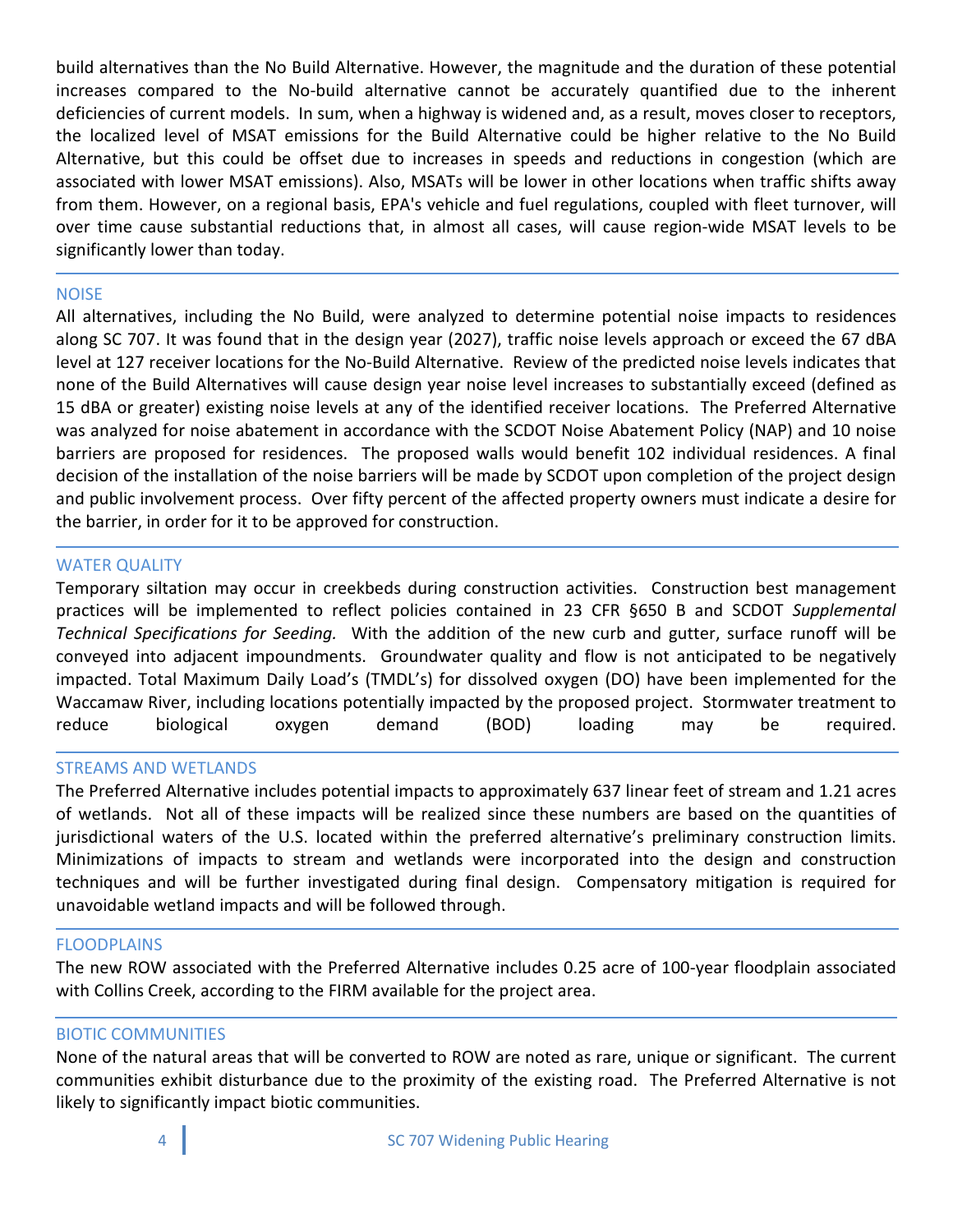build alternatives than the No Build Alternative. However, the magnitude and the duration of these potential increases compared to the No-build alternative cannot be accurately quantified due to the inherent deficiencies of current models. In sum, when a highway is widened and, as a result, moves closer to receptors, the localized level of MSAT emissions for the Build Alternative could be higher relative to the No Build Alternative, but this could be offset due to increases in speeds and reductions in congestion (which are associated with lower MSAT emissions). Also, MSATs will be lower in other locations when traffic shifts away from them. However, on a regional basis, EPA's vehicle and fuel regulations, coupled with fleet turnover, will over time cause substantial reductions that, in almost all cases, will cause region-wide MSAT levels to be significantly lower than today.

## NOISE

All alternatives, including the No Build, were analyzed to determine potential noise impacts to residences along SC 707. It was found that in the design year (2027), traffic noise levels approach or exceed the 67 dBA level at 127 receiver locations for the No-Build Alternative. Review of the predicted noise levels indicates that none of the Build Alternatives will cause design year noise level increases to substantially exceed (defined as 15 dBA or greater) existing noise levels at any of the identified receiver locations. The Preferred Alternative was analyzed for noise abatement in accordance with the SCDOT Noise Abatement Policy (NAP) and 10 noise barriers are proposed for residences. The proposed walls would benefit 102 individual residences. A final decision of the installation of the noise barriers will be made by SCDOT upon completion of the project design and public involvement process. Over fifty percent of the affected property owners must indicate a desire for the barrier, in order for it to be approved for construction.

## WATER QUALITY

Temporary siltation may occur in creekbeds during construction activities. Construction best management practices will be implemented to reflect policies contained in 23 CFR §650 B and SCDOT *Supplemental Technical Specifications for Seeding.* With the addition of the new curb and gutter, surface runoff will be conveyed into adjacent impoundments. Groundwater quality and flow is not anticipated to be negatively impacted. Total Maximum Daily Load's (TMDL's) for dissolved oxygen (DO) have been implemented for the Waccamaw River, including locations potentially impacted by the proposed project. Stormwater treatment to reduce biological oxygen demand (BOD) loading may be required.

## STREAMS AND WETLANDS

The Preferred Alternative includes potential impacts to approximately 637 linear feet of stream and 1.21 acres of wetlands. Not all of these impacts will be realized since these numbers are based on the quantities of jurisdictional waters of the U.S. located within the preferred alternative's preliminary construction limits. Minimizations of impacts to stream and wetlands were incorporated into the design and construction techniques and will be further investigated during final design. Compensatory mitigation is required for unavoidable wetland impacts and will be followed through.

## FLOODPLAINS

The new ROW associated with the Preferred Alternative includes 0.25 acre of 100-year floodplain associated with Collins Creek, according to the FIRM available for the project area.

## BIOTIC COMMUNITIES

None of the natural areas that will be converted to ROW are noted as rare, unique or significant. The current communities exhibit disturbance due to the proximity of the existing road. The Preferred Alternative is not likely to significantly impact biotic communities.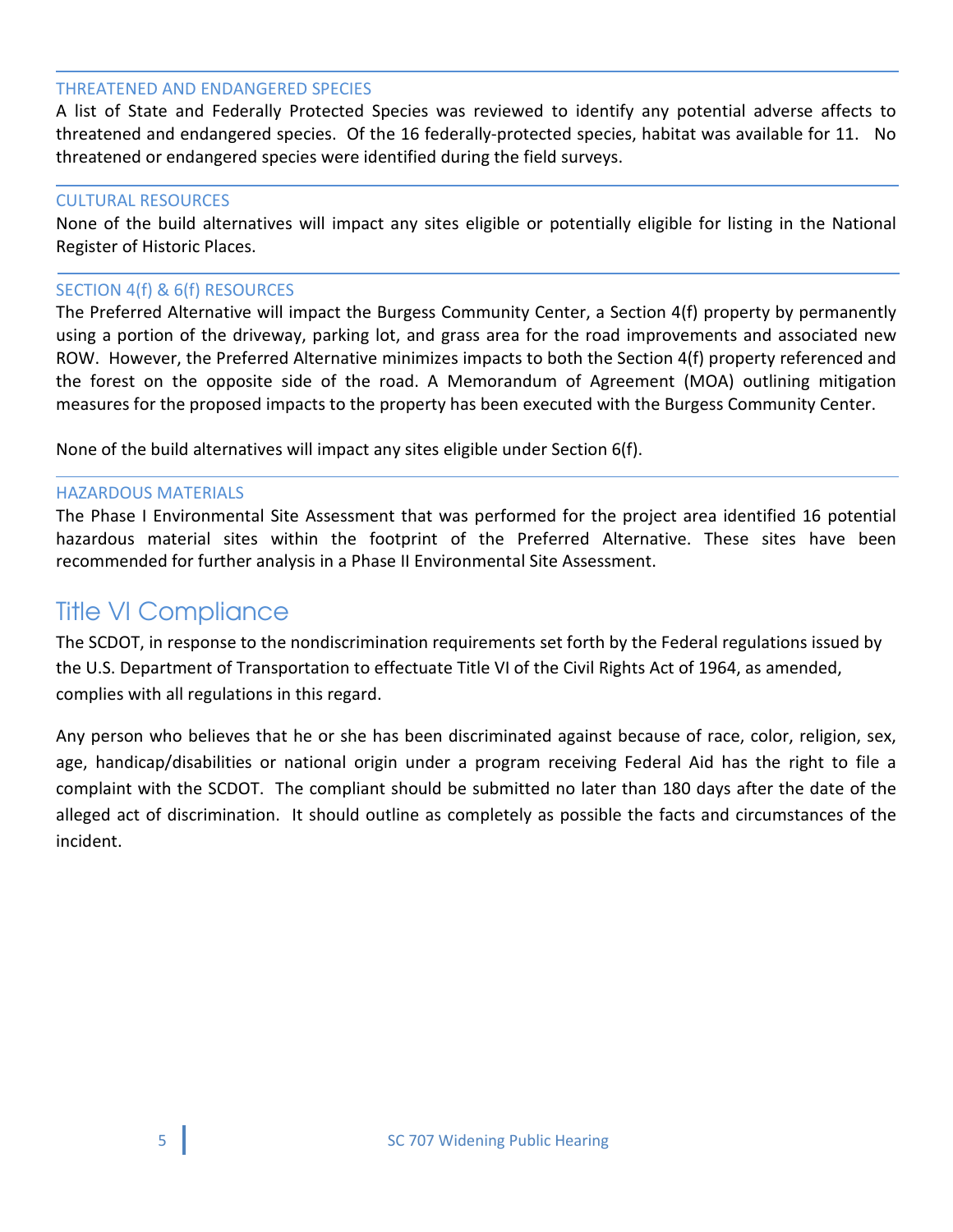### THREATENED AND ENDANGERED SPECIES

A list of State and Federally Protected Species was reviewed to identify any potential adverse affects to threatened and endangered species. Of the 16 federally-protected species, habitat was available for 11. No threatened or endangered species were identified during the field surveys.

### CULTURAL RESOURCES

None of the build alternatives will impact any sites eligible or potentially eligible for listing in the National Register of Historic Places.

### SECTION 4(f) & 6(f) RESOURCES

The Preferred Alternative will impact the Burgess Community Center, a Section 4(f) property by permanently using a portion of the driveway, parking lot, and grass area for the road improvements and associated new ROW. However, the Preferred Alternative minimizes impacts to both the Section 4(f) property referenced and the forest on the opposite side of the road. A Memorandum of Agreement (MOA) outlining mitigation measures for the proposed impacts to the property has been executed with the Burgess Community Center.

None of the build alternatives will impact any sites eligible under Section 6(f).

### HAZARDOUS MATERIALS

The Phase I Environmental Site Assessment that was performed for the project area identified 16 potential hazardous material sites within the footprint of the Preferred Alternative. These sites have been recommended for further analysis in a Phase II Environmental Site Assessment.

## Title VI Compliance

The SCDOT, in response to the nondiscrimination requirements set forth by the Federal regulations issued by the U.S. Department of Transportation to effectuate Title VI of the Civil Rights Act of 1964, as amended, complies with all regulations in this regard.

Any person who believes that he or she has been discriminated against because of race, color, religion, sex, age, handicap/disabilities or national origin under a program receiving Federal Aid has the right to file a complaint with the SCDOT. The compliant should be submitted no later than 180 days after the date of the alleged act of discrimination. It should outline as completely as possible the facts and circumstances of the incident.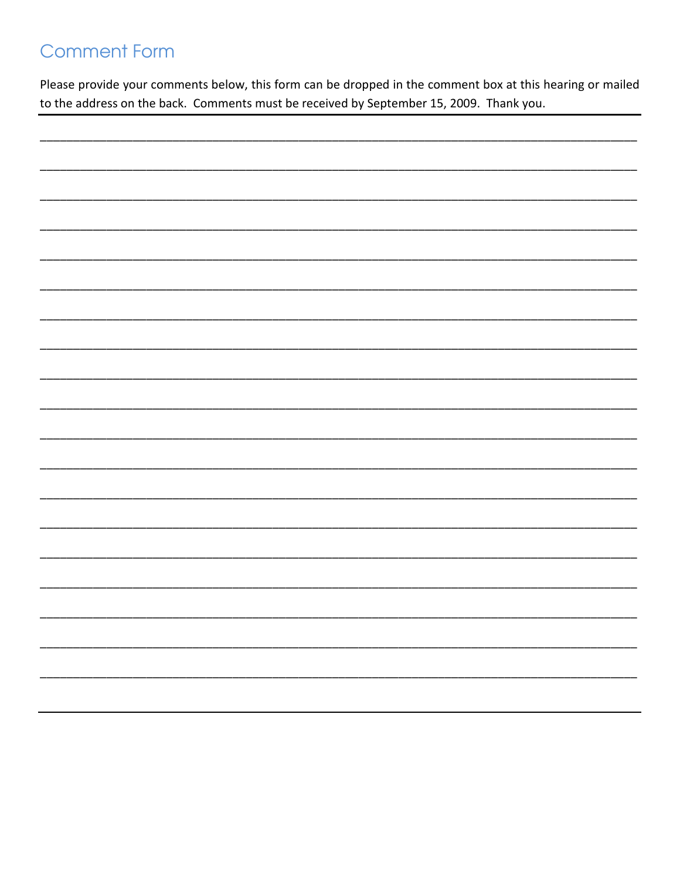# Comment Form

Please provide your comments below, this form can be dropped in the comment box at this hearing or mailed to the address on the back. Comments must be received by September 15, 2009. Thank you.

---

\_\_\_\_\_\_\_\_\_\_\_\_\_\_\_\_\_\_\_\_\_\_\_\_\_\_\_\_\_\_\_\_\_\_\_\_\_\_\_\_\_\_\_\_\_\_\_\_\_\_\_\_\_\_\_\_\_\_\_\_\_\_\_\_\_\_\_\_\_\_\_\_\_\_\_\_\_\_\_\_\_\_

\_\_\_\_\_\_\_\_\_\_\_\_\_\_\_\_\_\_\_\_\_\_\_\_\_\_\_\_\_\_\_\_\_\_\_\_\_\_\_\_\_\_\_\_\_\_\_\_\_\_\_\_\_\_\_\_\_\_\_\_\_\_\_\_\_\_\_\_\_\_\_\_\_\_\_\_\_\_\_\_\_\_

\_\_\_\_\_\_\_\_\_\_\_\_\_\_\_\_\_\_\_\_\_\_\_\_\_\_\_\_\_\_\_\_\_\_\_\_\_\_\_\_\_\_\_\_\_\_\_\_\_\_\_\_\_\_\_\_\_\_\_\_\_\_\_\_\_\_\_\_\_\_\_\_\_\_\_\_\_\_\_\_\_\_

\_\_\_\_\_\_\_\_\_\_\_\_\_\_\_\_\_\_\_\_\_\_\_\_\_\_\_\_\_\_\_\_\_\_\_\_\_\_\_\_\_\_\_\_\_\_\_\_\_\_\_\_\_\_\_\_\_\_\_\_\_\_\_\_\_\_\_\_\_\_\_\_\_\_\_\_\_\_\_\_\_\_

\_\_\_\_\_\_\_\_\_\_\_\_\_\_\_\_\_\_\_\_\_\_\_\_\_\_\_\_\_\_\_\_\_\_\_\_\_\_\_\_\_\_\_\_\_\_\_\_\_\_\_\_\_\_\_\_\_\_\_\_\_\_\_\_\_\_\_\_\_\_\_\_\_\_\_\_\_\_\_\_\_\_

\_\_\_\_\_\_\_\_\_\_\_\_\_\_\_\_\_\_\_\_\_\_\_\_\_\_\_\_\_\_\_\_\_\_\_\_\_\_\_\_\_\_\_\_\_\_\_\_\_\_\_\_\_\_\_\_\_\_\_\_\_\_\_\_\_\_\_\_\_\_\_\_\_\_\_\_\_\_\_\_\_\_

\_\_\_\_\_\_\_\_\_\_\_\_\_\_\_\_\_\_\_\_\_\_\_\_\_\_\_\_\_\_\_\_\_\_\_\_\_\_\_\_\_\_\_\_\_\_\_\_\_\_\_\_\_\_\_\_\_\_\_\_\_\_\_\_\_\_\_\_\_\_\_\_\_\_\_\_\_\_\_\_\_\_

\_\_\_\_\_\_\_\_\_\_\_\_\_\_\_\_\_\_\_\_\_\_\_\_\_\_\_\_\_\_\_\_\_\_\_\_\_\_\_\_\_\_\_\_\_\_\_\_\_\_\_\_\_\_\_\_\_\_\_\_\_\_\_\_\_\_\_\_\_\_\_\_\_\_\_\_\_\_\_\_\_\_

\_\_\_\_\_\_\_\_\_\_\_\_\_\_\_\_\_\_\_\_\_\_\_\_\_\_\_\_\_\_\_\_\_\_\_\_\_\_\_\_\_\_\_\_\_\_\_\_\_\_\_\_\_\_\_\_\_\_\_\_\_\_\_\_\_\_\_\_\_\_\_\_\_\_\_\_\_\_\_\_\_\_

\_\_\_\_\_\_\_\_\_\_\_\_\_\_\_\_\_\_\_\_\_\_\_\_\_\_\_\_\_\_\_\_\_\_\_\_\_\_\_\_\_\_\_\_\_\_\_\_\_\_\_\_\_\_\_\_\_\_\_\_\_\_\_\_\_\_\_\_\_\_\_\_\_\_\_\_\_\_\_\_\_\_

\_\_\_\_\_\_\_\_\_\_\_\_\_\_\_\_\_\_\_\_\_\_\_\_\_\_\_\_\_\_\_\_\_\_\_\_\_\_\_\_\_\_\_\_\_\_\_\_\_\_\_\_\_\_\_\_\_\_\_\_\_\_\_\_\_\_\_\_\_\_\_\_\_\_\_\_\_\_\_\_\_\_

\_\_\_\_\_\_\_\_\_\_\_\_\_\_\_\_\_\_\_\_\_\_\_\_\_\_\_\_\_\_\_\_\_\_\_\_\_\_\_\_\_\_\_\_\_\_\_\_\_\_\_\_\_\_\_\_\_\_\_\_\_\_\_\_\_\_\_\_\_\_\_\_\_\_\_\_\_\_\_\_\_\_

\_\_\_\_\_\_\_\_\_\_\_\_\_\_\_\_\_\_\_\_\_\_\_\_\_\_\_\_\_\_\_\_\_\_\_\_\_\_\_\_\_\_\_\_\_\_\_\_\_\_\_\_\_\_\_\_\_\_\_\_\_\_\_\_\_\_\_\_\_\_\_\_\_\_\_\_\_\_\_\_\_\_

\_\_\_\_\_\_\_\_\_\_\_\_\_\_\_\_\_\_\_\_\_\_\_\_\_\_\_\_\_\_\_\_\_\_\_\_\_\_\_\_\_\_\_\_\_\_\_\_\_\_\_\_\_\_\_\_\_\_\_\_\_\_\_\_\_\_\_\_\_\_\_\_\_\_\_\_\_\_\_\_\_\_

\_\_\_\_\_\_\_\_\_\_\_\_\_\_\_\_\_\_\_\_\_\_\_\_\_\_\_\_\_\_\_\_\_\_\_\_\_\_\_\_\_\_\_\_\_\_\_\_\_\_\_\_\_\_\_\_\_\_\_\_\_\_\_\_\_\_\_\_\_\_\_\_\_\_\_\_\_\_\_\_\_\_

\_\_\_\_\_\_\_\_\_\_\_\_\_\_\_\_\_\_\_\_\_\_\_\_\_\_\_\_\_\_\_\_\_\_\_\_\_\_\_\_\_\_\_\_\_\_\_\_\_\_\_\_\_\_\_\_\_\_\_\_\_\_\_\_\_\_\_\_\_\_\_\_\_\_\_\_\_\_\_\_\_\_

\_\_\_\_\_\_\_\_\_\_\_\_\_\_\_\_\_\_\_\_\_\_\_\_\_\_\_\_\_\_\_\_\_\_\_\_\_\_\_\_\_\_\_\_\_\_\_\_\_\_\_\_\_\_\_\_\_\_\_\_\_\_\_\_\_\_\_\_\_\_\_\_\_\_\_\_\_\_\_\_\_\_

\_\_\_\_\_\_\_\_\_\_\_\_\_\_\_\_\_\_\_\_\_\_\_\_\_\_\_\_\_\_\_\_\_\_\_\_\_\_\_\_\_\_\_\_\_\_\_\_\_\_\_\_\_\_\_\_\_\_\_\_\_\_\_\_\_\_\_\_\_\_\_\_\_\_\_\_\_\_\_\_\_\_

\_\_\_\_\_\_\_\_\_\_\_\_\_\_\_\_\_\_\_\_\_\_\_\_\_\_\_\_\_\_\_\_\_\_\_\_\_\_\_\_\_\_\_\_\_\_\_\_\_\_\_\_\_\_\_\_\_\_\_\_\_\_\_\_\_\_\_\_\_\_\_\_\_\_\_\_\_\_\_\_\_\_

---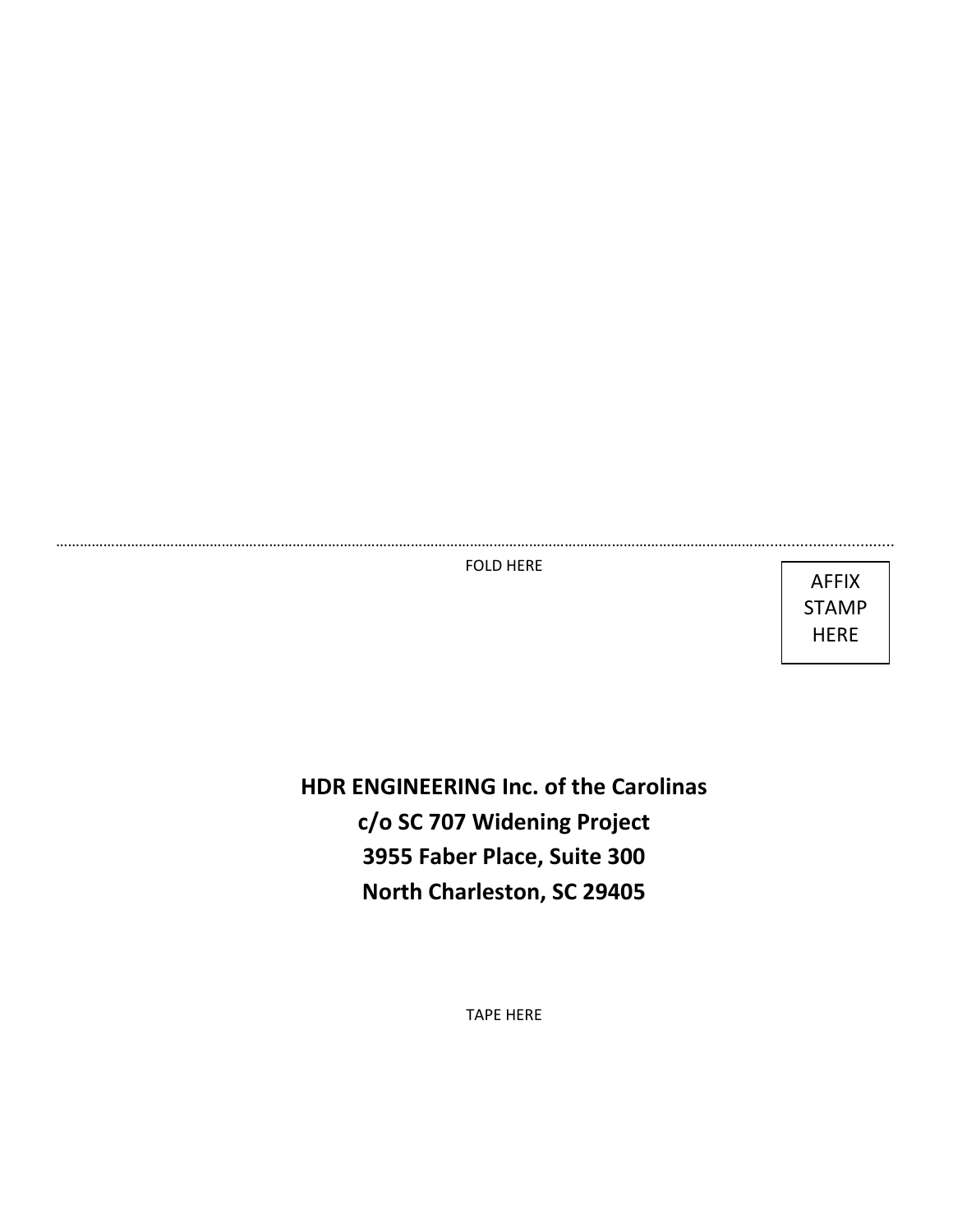FOLD HERE

AFFIX
STAMP
HERE

**HDR ENGINEERING Inc. of the Carolinas**
**c/o SC 707 Widening Project**
**3955 Faber Place, Suite 300**
**North Charleston, SC 29405**

TAPE HERE